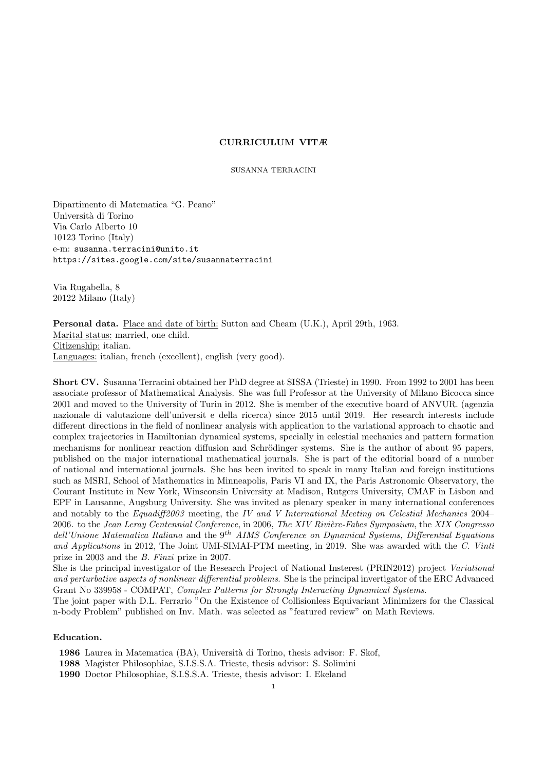# CURRICULUM VITÆ

SUSANNA TERRACINI

Dipartimento di Matematica "G. Peano"
Università di Torino
Via Carlo Alberto 10
10123 Torino (Italy)
e-m: susanna.terracini@unito.it
https://sites.google.com/site/susannaterracini

Via Rugabella, 8
20122 Milano (Italy)

**Personal data.** Place and date of birth: Sutton and Cheam (U.K.), April 29th, 1963.
Marital status: married, one child.
Citizenship: italian.
Languages: italian, french (excellent), english (very good).

**Short CV.** Susanna Terracini obtained her PhD degree at SISSA (Trieste) in 1990. From 1992 to 2001 has been associate professor of Mathematical Analysis. She was full Professor at the University of Milano Bicocca since 2001 and moved to the University of Turin in 2012. She is member of the executive board of ANVUR. (agenzia nazionale di valutazione dell'universit e della ricerca) since 2015 until 2019. Her research interests include different directions in the field of nonlinear analysis with application to the variational approach to chaotic and complex trajectories in Hamiltonian dynamical systems, specially in celestial mechanics and pattern formation mechanisms for nonlinear reaction diffusion and Schrödinger systems. She is the author of about 95 papers, published on the major international mathematical journals. She is part of the editorial board of a number of national and international journals. She has been invited to speak in many Italian and foreign institutions such as MSRI, School of Mathematics in Minneapolis, Paris VI and IX, the Paris Astronomic Observatory, the Courant Institute in New York, Winsconsin University at Madison, Rutgers University, CMAF in Lisbon and EPF in Lausanne, Augsburg University. She was invited as plenary speaker in many international conferences and notably to the *Equadiff2003* meeting, the *IV and V International Meeting on Celestial Mechanics* 2004–2006. to the *Jean Leray Centennial Conference*, in 2006, *The XIV Rivière-Fabes Symposium*, the *XIX Congresso dell'Unione Matematica Italiana* and the $9^{th}$ *AIMS Conference on Dynamical Systems, Differential Equations and Applications* in 2012, The Joint UMI-SIMAI-PTM meeting, in 2019. She was awarded with the *C. Vinti* prize in 2003 and the *B. Finzi* prize in 2007.
She is the principal investigator of the Research Project of National Insterest (PRIN2012) project *Variational and perturbative aspects of nonlinear differential problems*. She is the principal invertigator of the ERC Advanced Grant No 339958 - COMPAT, *Complex Patterns for Strongly Interacting Dynamical Systems*.
The joint paper with D.L. Ferrario "On the Existence of Collisionless Equivariant Minimizers for the Classical n-body Problem" published on Inv. Math. was selected as "featured review" on Math Reviews.

**Education.**

- **1986** Laurea in Matematica (BA), Università di Torino, thesis advisor: F. Skof,
- **1988** Magister Philosophiae, S.I.S.S.A. Trieste, thesis advisor: S. Solimini
- **1990** Doctor Philosophiae, S.I.S.S.A. Trieste, thesis advisor: I. Ekeland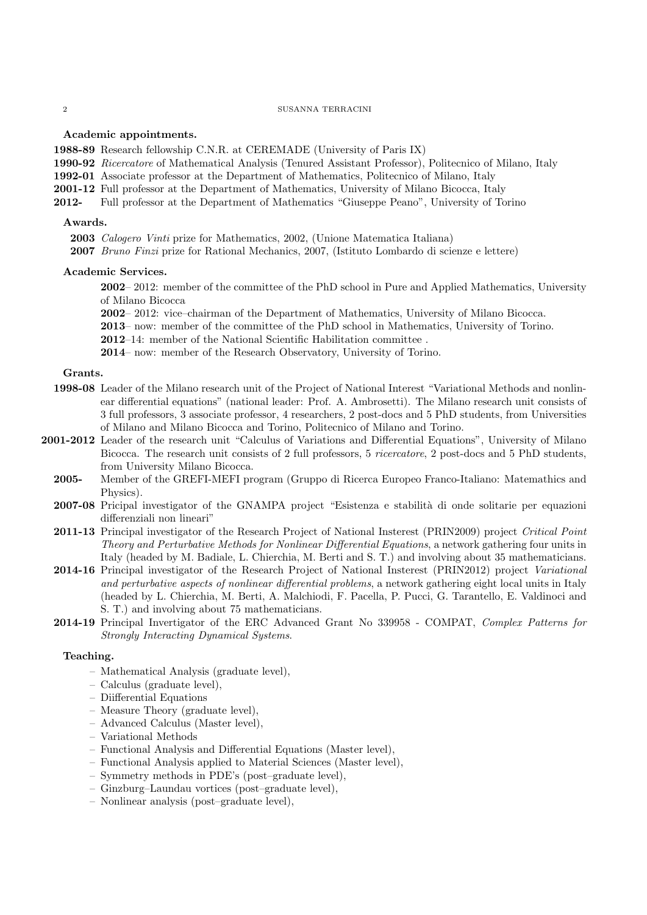**Academic appointments.**

**1988-89** Research fellowship C.N.R. at CEREMADE (University of Paris IX)
**1990-92** *Ricercatore* of Mathematical Analysis (Tenured Assistant Professor), Politecnico of Milan, Italy
**1992-01** Associate professor at the Department of Mathematics, Politecnico of Milan, Italy
**2001-12** Full professor at the Department of Mathematics, University of Milano Bicocca, Italy
**2012-** Full professor at the Department of Mathematics "Giuseppe Peano", University of Torino

**Awards.**

**2003** *Calogero Vinti* prize for Mathematics, 2002, (Unione Matematica Italiana)
**2007** *Bruno Finzi* prize for Rational Mechanics, 2007, (Istituto Lombardo di scienze e lettere)

**Academic Services.**

**2002**– 2012: member of the committee of the PhD school in Pure and Applied Mathematics, University of Milano Bicocca
**2002**– 2012: vice–chairman of the Department of Mathematics, University of Milano Bicocca.
**2013**– now: member of the committee of the PhD school in Mathematics, University of Torino.
**2012**–14: member of the National Scientific Habilitation committee .
**2014**– now: member of the Research Observatory, University of Torino.

**Grants.**

**1998-08** Leader of the Milano research unit of the Project of National Interest "Variational Methods and nonlinear differential equations" (national leader: Prof. A. Ambrosetti). The Milano research unit consists of 3 full professors, 3 associate professor, 4 researchers, 2 post-docs and 5 PhD students, from Universities of Milano and Milano Bicocca and Torino, Politecnico of Milano and Torino.
**2001-2012** Leader of the research unit "Calculus of Variations and Differential Equations", University of Milano Bicocca. The research unit consists of 2 full professors, 5 *ricercatore*, 2 post-docs and 5 PhD students, from University Milano Bicocca.
**2005-** Member of the GREFI-MEFI program (Gruppo di Ricerca Europeo Franco-Italiano: Matemathics and Physics).
**2007-08** Pricipal investigator of the GNAMPA project "Esistenza e stabilità di onde solitarie per equazioni differenziali non lineari"
**2011-13** Principal investigator of the Research Project of National Insterest (PRIN2009) project *Critical Point Theory and Perturbative Methods for Nonlinear Differential Equations*, a network gathering four units in Italy (headed by M. Badiale, L. Chierchia, M. Berti and S. T.) and involving about 35 mathematicians.
**2014-16** Principal investigator of the Research Project of National Insterest (PRIN2012) project *Variational and perturbative aspects of nonlinear differential problems*, a network gathering eight local units in Italy (headed by L. Chierchia, M. Berti, A. Malchiodi, F. Pacella, P. Pucci, G. Tarantello, E. Valdinoci and S. T.) and involving about 75 mathematicians.
**2014-19** Principal Invertigator of the ERC Advanced Grant No 339958 - COMPAT, *Complex Patterns for Strongly Interacting Dynamical Systems*.

**Teaching.**

– Mathematical Analysis (graduate level),
– Calculus (graduate level),
– Diifferential Equations
– Measure Theory (graduate level),
– Advanced Calculus (Master level),
– Variational Methods
– Functional Analysis and Differential Equations (Master level),
– Functional Analysis applied to Material Sciences (Master level),
– Symmetry methods in PDE's (post–graduate level),
– Ginzburg–Laundau vortices (post–graduate level),
– Nonlinear analysis (post–graduate level),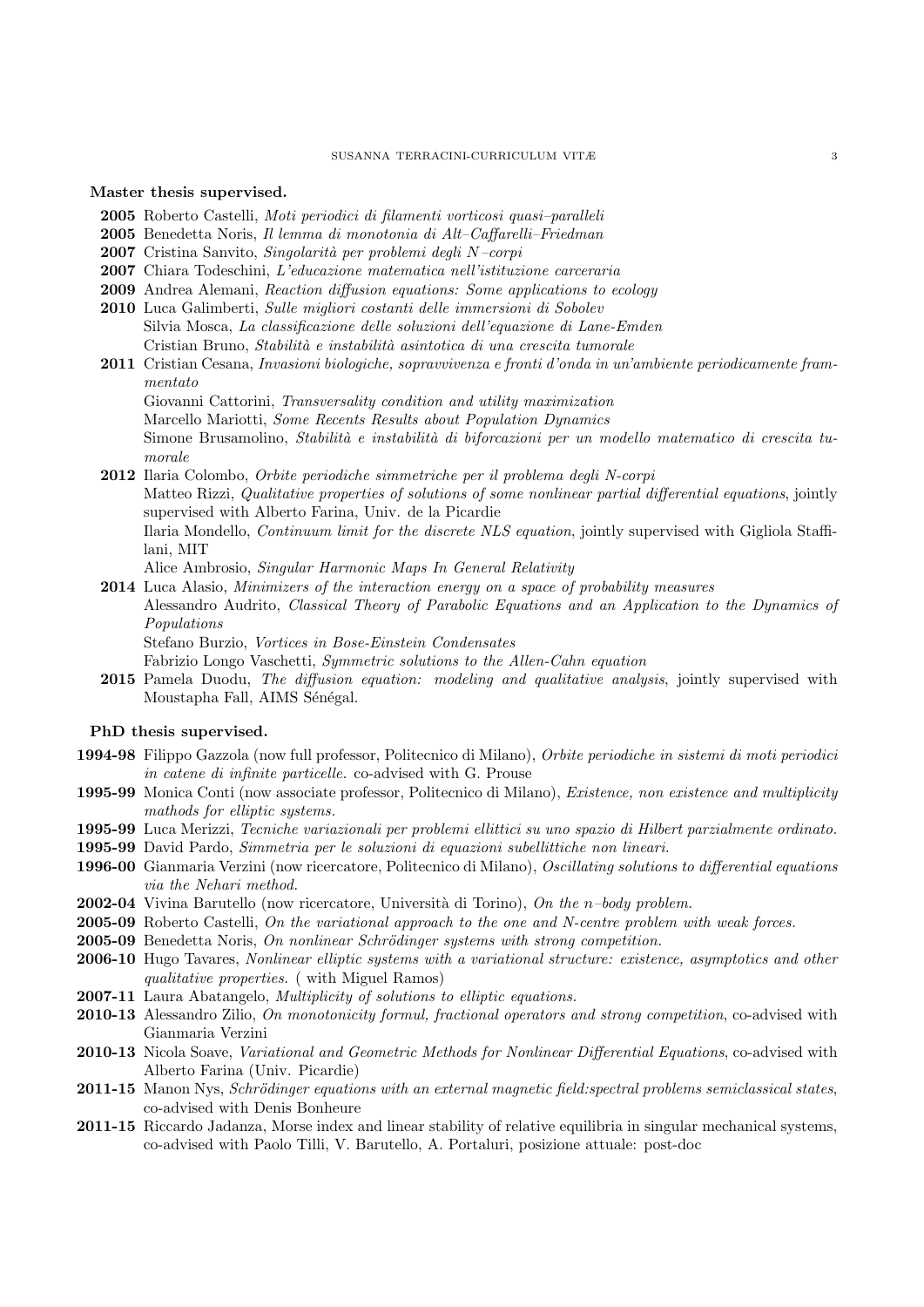**Master thesis supervised.**

- **2005** Roberto Castelli, *Moti periodici di filamenti vorticosi quasi–paralleli*
- **2005** Benedetta Noris, *Il lemma di monotonia di Alt–Caffarelli–Friedman*
- **2007** Cristina Sanvito, *Singolarità per problemi degli N–corpi*
- **2007** Chiara Todeschini, *L'educazione matematica nell'istituzione carceraria*
- **2009** Andrea Alemani, *Reaction diffusion equations: Some applications to ecology*
- **2010** Luca Galimberti, *Sulle migliori costanti delle immersioni di Sobolev*
  Silvia Mosca, *La classificazione delle soluzioni dell'equazione di Lane-Emden*
  Cristian Bruno, *Stabilità e instabilità asintotica di una crescita tumorale*
- **2011** Cristian Cesana, *Invasioni biologiche, sopravvivenza e fronti d'onda in un'ambiente periodicamente frammentato*
  Giovanni Cattorini, *Transversality condition and utility maximization*
  Marcello Mariotti, *Some Recents Results about Population Dynamics*
  Simone Brusamolino, *Stabilità e instabilità di biforcazioni per un modello matematico di crescita tumorale*
- **2012** Ilaria Colombo, *Orbite periodiche simmetriche per il problema degli N-corpi*
  Matteo Rizzi, *Qualitative properties of solutions of some nonlinear partial differential equations*, jointly supervised with Alberto Farina, Univ. de la Picardie
  Ilaria Mondello, *Continuum limit for the discrete NLS equation*, jointly supervised with Gigliola Staffilani, MIT
  Alice Ambrosio, *Singular Harmonic Maps In General Relativity*
- **2014** Luca Alasio, *Minimizers of the interaction energy on a space of probability measures*
  Alessandro Audrito, *Classical Theory of Parabolic Equations and an Application to the Dynamics of Populations*
  Stefano Burzio, *Vortices in Bose-Einstein Condensates*
  Fabrizio Longo Vaschetti, *Symmetric solutions to the Allen-Cahn equation*
- **2015** Pamela Duodu, *The diffusion equation: modeling and qualitative analysis*, jointly supervised with Moustapha Fall, AIMS Sénégal.

**PhD thesis supervised.**

- **1994-98** Filippo Gazzola (now full professor, Politecnico di Milano), *Orbite periodiche in sistemi di moti periodici in catene di infinite particelle.* co-advised with G. Prouse
- **1995-99** Monica Conti (now associate professor, Politecnico di Milano), *Existence, non existence and multiplicity mathods for elliptic systems.*
- **1995-99** Luca Merizzi, *Tecniche variazionali per problemi ellittici su uno spazio di Hilbert parzialmente ordinato.*
- **1995-99** David Pardo, *Simmetria per le soluzioni di equazioni subellittiche non lineari.*
- **1996-00** Gianmaria Verzini (now ricercatore, Politecnico di Milano), *Oscillating solutions to differential equations via the Nehari method.*
- **2002-04** Vivina Barutello (now ricercatore, Università di Torino), *On the n–body problem.*
- **2005-09** Roberto Castelli, *On the variational approach to the one and N-centre problem with weak forces.*
- **2005-09** Benedetta Noris, *On nonlinear Schrödinger systems with strong competition.*
- **2006-10** Hugo Tavares, *Nonlinear elliptic systems with a variational structure: existence, asymptotics and other qualitative properties.* ( with Miguel Ramos)
- **2007-11** Laura Abatangelo, *Multiplicity of solutions to elliptic equations.*
- **2010-13** Alessandro Zilio, *On monotonicity formul, fractional operators and strong competition*, co-advised with Gianmaria Verzini
- **2010-13** Nicola Soave, *Variational and Geometric Methods for Nonlinear Differential Equations*, co-advised with Alberto Farina (Univ. Picardie)
- **2011-15** Manon Nys, *Schrödinger equations with an external magnetic field:spectral problems semiclassical states*, co-advised with Denis Bonheure
- **2011-15** Riccardo Jadanza, Morse index and linear stability of relative equilibria in singular mechanical systems, co-advised with Paolo Tilli, V. Barutello, A. Portaluri, posizione attuale: post-doc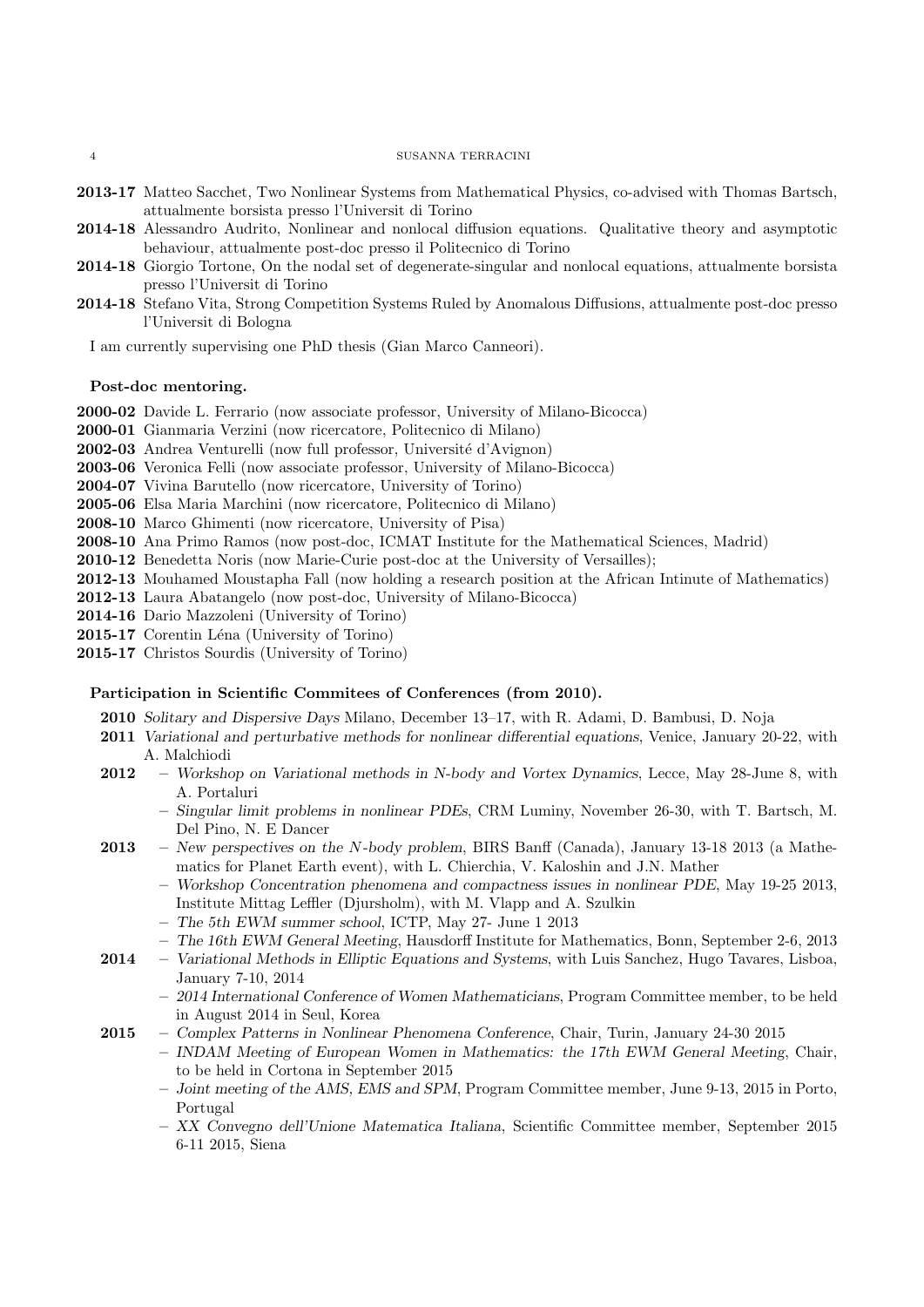**2013-17** Matteo Sacchet, Two Nonlinear Systems from Mathematical Physics, co-advised with Thomas Bartsch, attualmente borsista presso l'Universit di Torino

**2014-18** Alessandro Audrito, Nonlinear and nonlocal diffusion equations. Qualitative theory and asymptotic behaviour, attualmente post-doc presso il Politecnico di Torino

**2014-18** Giorgio Tortone, On the nodal set of degenerate-singular and nonlocal equations, attualmente borsista presso l'Universit di Torino

**2014-18** Stefano Vita, Strong Competition Systems Ruled by Anomalous Diffusions, attualmente post-doc presso l'Universit di Bologna

I am currently supervising one PhD thesis (Gian Marco Canneori).

**Post-doc mentoring.**

**2000-02** Davide L. Ferrario (now associate professor, University of Milano-Bicocca)

**2000-01** Gianmaria Verzini (now ricercatore, Politecnico di Milano)

**2002-03** Andrea Venturelli (now full professor, Université d'Avignon)

**2003-06** Veronica Felli (now associate professor, University of Milano-Bicocca)

**2004-07** Vivina Barutello (now ricercatore, University of Torino)

**2005-06** Elsa Maria Marchini (now ricercatore, Politecnico di Milano)

**2008-10** Marco Ghimenti (now ricercatore, University of Pisa)

**2008-10** Ana Primo Ramos (now post-doc, ICMAT Institute for the Mathematical Sciences, Madrid)

**2010-12** Benedetta Noris (now Marie-Curie post-doc at the University of Versailles);

**2012-13** Mouhamed Moustapha Fall (now holding a research position at the African Intinute of Mathematics)

**2012-13** Laura Abatangelo (now post-doc, University of Milano-Bicocca)

**2014-16** Dario Mazzoleni (University of Torino)

**2015-17** Corentin Léna (University of Torino)

**2015-17** Christos Sourdis (University of Torino)

**Participation in Scientific Commitees of Conferences (from 2010).**

**2010** *Solitary and Dispersive Days* Milano, December 13–17, with R. Adami, D. Bambusi, D. Noja

**2011** *Variational and perturbative methods for nonlinear differential equations*, Venice, January 20-22, with A. Malchiodi

**2012**
- *Workshop on Variational methods in N-body and Vortex Dynamics*, Lecce, May 28-June 8, with A. Portaluri
- *Singular limit problems in nonlinear PDEs*, CRM Luminy, November 26-30, with T. Bartsch, M. Del Pino, N. E Dancer

**2013**
- *New perspectives on the N-body problem*, BIRS Banff (Canada), January 13-18 2013 (a Mathematics for Planet Earth event), with L. Chierchia, V. Kaloshin and J.N. Mather
- *Workshop Concentration phenomena and compactness issues in nonlinear PDE*, May 19-25 2013, Institute Mittag Leffler (Djursholm), with M. Vlapp and A. Szulkin
- *The 5th EWM summer school*, ICTP, May 27- June 1 2013
- *The 16th EWM General Meeting*, Hausdorff Institute for Mathematics, Bonn, September 2-6, 2013

**2014**
- *Variational Methods in Elliptic Equations and Systems*, with Luis Sanchez, Hugo Tavares, Lisboa, January 7-10, 2014
- *2014 International Conference of Women Mathematicians*, Program Committee member, to be held in August 2014 in Seul, Korea

**2015**
- *Complex Patterns in Nonlinear Phenomena Conference*, Chair, Turin, January 24-30 2015
- *INDAM Meeting of European Women in Mathematics: the 17th EWM General Meeting*, Chair, to be held in Cortona in September 2015
- *Joint meeting of the AMS, EMS and SPM*, Program Committee member, June 9-13, 2015 in Porto, Portugal
- *XX Convegno dell'Unione Matematica Italiana*, Scientific Committee member, September 2015 6-11 2015, Siena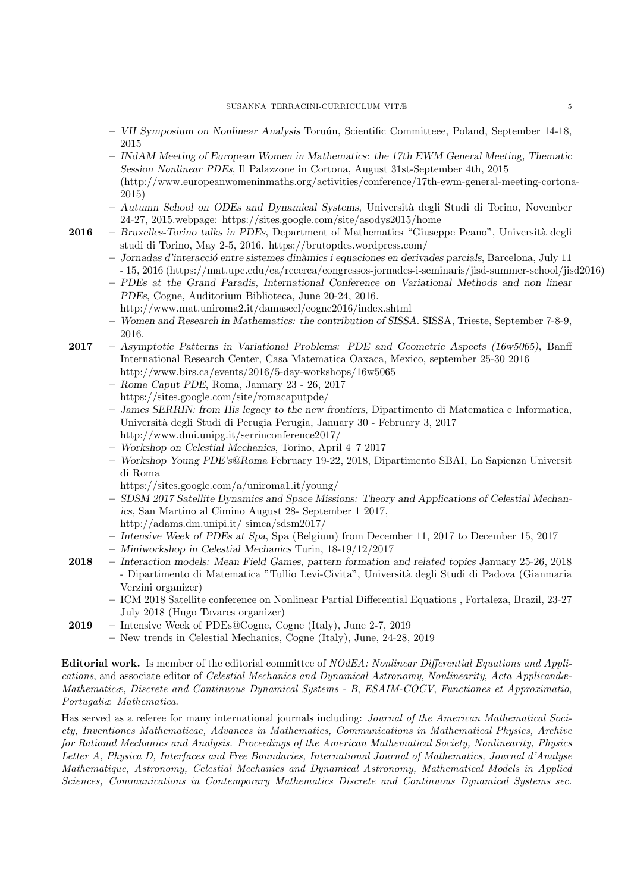- *VII Symposium on Nonlinear Analysis* Toruún, Scientific Committeee, Poland, September 14-18, 2015
- *INdAM Meeting of European Women in Mathematics: the 17th EWM General Meeting, Thematic Session Nonlinear PDEs*, Il Palazzone in Cortona, August 31st-September 4th, 2015 (http://www.europeanwomeninmaths.org/activities/conference/17th-ewm-general-meeting-cortona-2015)
- *Autumn School on ODEs and Dynamical Systems*, Università degli Studi di Torino, November 24-27, 2015.webpage: https://sites.google.com/site/asodys2015/home

**2016**

- *Bruxelles-Torino talks in PDEs*, Department of Mathematics "Giuseppe Peano", Università degli studi di Torino, May 2-5, 2016. https://brutopdes.wordpress.com/
- *Jornadas d'interacció entre sistemes dinàmics i equaciones en derivades parcials*, Barcelona, July 11 - 15, 2016 (https://mat.upc.edu/ca/recerca/congressos-jornades-i-seminaris/jisd-summer-school/jisd2016)
- *PDEs at the Grand Paradis, International Conference on Variational Methods and non linear PDEs*, Cogne, Auditorium Biblioteca, June 20-24, 2016. http://www.mat.uniroma2.it/damascel/cogne2016/index.shtml
- *Women and Research in Mathematics: the contribution of SISSA.* SISSA, Trieste, September 7-8-9, 2016.

**2017**

- *Asymptotic Patterns in Variational Problems: PDE and Geometric Aspects (16w5065)*, Banff International Research Center, Casa Matematica Oaxaca, Mexico, september 25-30 2016 http://www.birs.ca/events/2016/5-day-workshops/16w5065
- *Roma Caput PDE*, Roma, January 23 - 26, 2017 https://sites.google.com/site/romacaputpde/
- *James SERRIN: from His legacy to the new frontiers*, Dipartimento di Matematica e Informatica, Università degli Studi di Perugia Perugia, January 30 - February 3, 2017 http://www.dmi.unipg.it/serrinconference2017/
- *Workshop on Celestial Mechanics*, Torino, April 4–7 2017
- *Workshop Young PDE's@Roma* February 19-22, 2018, Dipartimento SBAI, La Sapienza Universit di Roma https://sites.google.com/a/uniroma1.it/young/
- *SDSM 2017 Satellite Dynamics and Space Missions: Theory and Applications of Celestial Mechanics*, San Martino al Cimino August 28- September 1 2017, http://adams.dm.unipi.it/ simca/sdsm2017/
- *Intensive Week of PDEs at Spa*, Spa (Belgium) from December 11, 2017 to December 15, 2017
- *Miniworkshop in Celestial Mechanics* Turin, 18-19/12/2017

**2018**

- *Interaction models: Mean Field Games, pattern formation and related topics* January 25-26, 2018 - Dipartimento di Matematica "Tullio Levi-Civita", Università degli Studi di Padova (Gianmaria Verzini organizer)
- ICM 2018 Satellite conference on Nonlinear Partial Differential Equations , Fortaleza, Brazil, 23-27 July 2018 (Hugo Tavares organizer)

**2019**

- Intensive Week of PDEs@Cogne, Cogne (Italy), June 2-7, 2019
- New trends in Celestial Mechanics, Cogne (Italy), June, 24-28, 2019

**Editorial work.** Is member of the editorial committee of *NOdEA: Nonlinear Differential Equations and Applications*, and associate editor of *Celestial Mechanics and Dynamical Astronomy*, *Nonlinearity*, *Acta Applicandæ Mathematicæ*, *Discrete and Continuous Dynamical Systems - B*, *ESAIM-COCV*, *Functiones et Approximatio*, *Portugaliæ Mathematica*.

Has served as a referee for many international journals including: *Journal of the American Mathematical Society, Inventiones Mathematicae, Advances in Mathematics, Communications in Mathematical Physics, Archive for Rational Mechanics and Analysis. Proceedings of the American Mathematical Society, Nonlinearity, Physics Letter A, Physica D, Interfaces and Free Boundaries, International Journal of Mathematics, Journal d'Analyse Mathematique, Astronomy, Celestial Mechanics and Dynamical Astronomy, Mathematical Models in Applied Sciences, Communications in Contemporary Mathematics Discrete and Continuous Dynamical Systems sec.*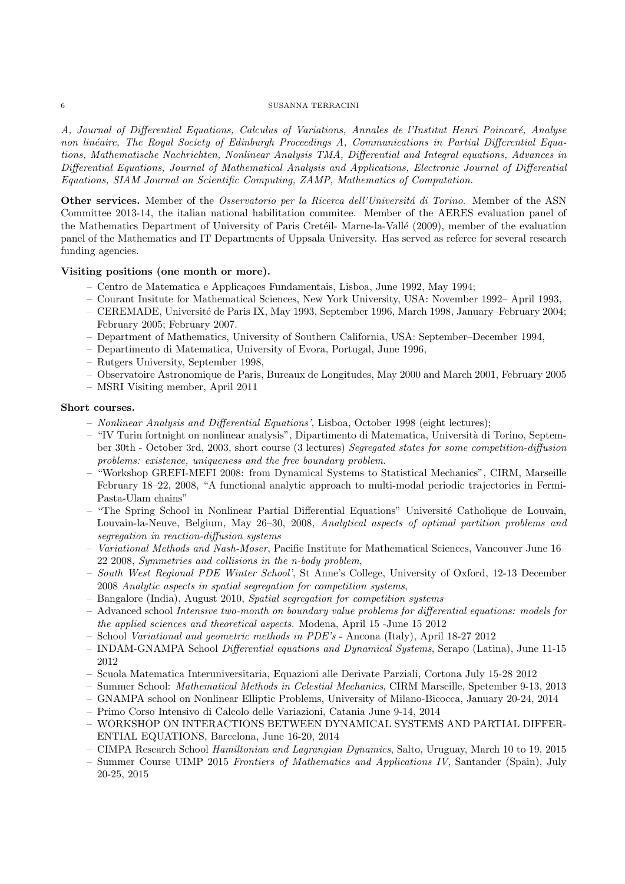*A, Journal of Differential Equations, Calculus of Variations, Annales de l'Institut Henri Poincaré, Analyse non linéaire, The Royal Society of Edinburgh Proceedings A, Communications in Partial Differential Equations, Mathematische Nachrichten, Nonlinear Analysis TMA, Differential and Integral equations, Advances in Differential Equations, Journal of Mathematical Analysis and Applications, Electronic Journal of Differential Equations, SIAM Journal on Scientific Computing, ZAMP, Mathematics of Computation.*

**Other services.** Member of the *Osservatorio per la Ricerca dell'Universitá di Torino*. Member of the ASN Committee 2013-14, the italian national habilitation commitee. Member of the AERES evaluation panel of the Mathematics Department of University of Paris Cretéil- Marne-la-Vallé (2009), member of the evaluation panel of the Mathematics and IT Departments of Uppsala University. Has served as referee for several research funding agencies.

**Visiting positions (one month or more).**

- Centro de Matematica e Applicaçoes Fundamentais, Lisboa, June 1992, May 1994;
- Courant Insitute for Mathematical Sciences, New York University, USA: November 1992– April 1993,
- CEREMADE, Université de Paris IX, May 1993, September 1996, March 1998, January–February 2004; February 2005; February 2007.
- Department of Mathematics, University of Southern California, USA: September–December 1994,
- Departimento di Matematica, University of Evora, Portugal, June 1996,
- Rutgers University, September 1998,
- Observatoire Astronomique de Paris, Bureaux de Longitudes, May 2000 and March 2001, February 2005
- MSRI Visiting member, April 2011

**Short courses.**

- *Nonlinear Analysis and Differential Equations'*, Lisboa, October 1998 (eight lectures);
- "IV Turin fortnight on nonlinear analysis", Dipartimento di Matematica, Università di Torino, September 30th - October 3rd, 2003, short course (3 lectures) *Segregated states for some competition-diffusion problems: existence, uniqueness and the free boundary problem.*
- "Workshop GREFI-MEFI 2008: from Dynamical Systems to Statistical Mechanics", CIRM, Marseille February 18–22, 2008, "A functional analytic approach to multi-modal periodic trajectories in Fermi-Pasta-Ulam chains"
- "The Spring School in Nonlinear Partial Differential Equations" Université Catholique de Louvain, Louvain-la-Neuve, Belgium, May 26–30, 2008, *Analytical aspects of optimal partition problems and segregation in reaction-diffusion systems*
- *Variational Methods and Nash-Moser*, Pacific Institute for Mathematical Sciences, Vancouver June 16–22 2008, *Symmetries and collisions in the n-body problem*,
- *South West Regional PDE Winter School'*, St Anne's College, University of Oxford, 12-13 December 2008 *Analytic aspects in spatial segregation for competition systems*,
- Bangalore (India), August 2010, *Spatial segregation for competition systems*
- Advanced school *Intensive two-month on boundary value problems for differential equations: models for the applied sciences and theoretical aspects.* Modena, April 15 -June 15 2012
- School *Variational and geometric methods in PDE's* - Ancona (Italy), April 18-27 2012
- INDAM-GNAMPA School *Differential equations and Dynamical Systems*, Serapo (Latina), June 11-15 2012
- Scuola Matematica Interuniversitaria, Equazioni alle Derivate Parziali, Cortona July 15-28 2012
- Summer School: *Mathematical Methods in Celestial Mechanics*, CIRM Marseille, Spetember 9-13, 2013
- GNAMPA school on Nonlinear Elliptic Problems, University of Milano-Bicocca, January 20-24, 2014
- Primo Corso Intensivo di Calcolo delle Variazioni, Catania June 9-14, 2014
- WORKSHOP ON INTERACTIONS BETWEEN DYNAMICAL SYSTEMS AND PARTIAL DIFFERENTIAL EQUATIONS, Barcelona, June 16-20, 2014
- CIMPA Research School *Hamiltonian and Lagrangian Dynamics*, Salto, Uruguay, March 10 to 19, 2015
- Summer Course UIMP 2015 *Frontiers of Mathematics and Applications IV*, Santander (Spain), July 20-25, 2015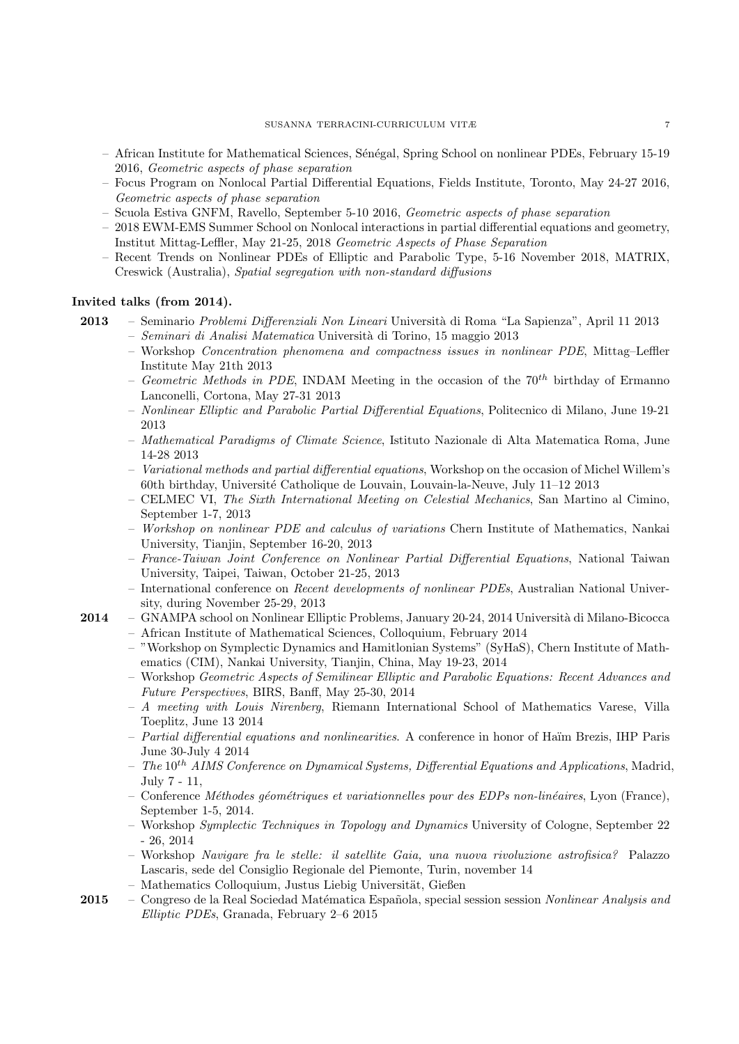- African Institute for Mathematical Sciences, Sénégal, Spring School on nonlinear PDEs, February 15-19 2016, *Geometric aspects of phase separation*
- Focus Program on Nonlocal Partial Differential Equations, Fields Institute, Toronto, May 24-27 2016, *Geometric aspects of phase separation*
- Scuola Estiva GNFM, Ravello, September 5-10 2016, *Geometric aspects of phase separation*
- 2018 EWM-EMS Summer School on Nonlocal interactions in partial differential equations and geometry, Institut Mittag-Leffler, May 21-25, 2018 *Geometric Aspects of Phase Separation*
- Recent Trends on Nonlinear PDEs of Elliptic and Parabolic Type, 5-16 November 2018, MATRIX, Creswick (Australia), *Spatial segregation with non-standard diffusions*

**Invited talks (from 2014).**

**2013**
- Seminario *Problemi Differenziali Non Lineari* Università di Roma "La Sapienza", April 11 2013
- *Seminari di Analisi Matematica* Università di Torino, 15 maggio 2013
- Workshop *Concentration phenomena and compactness issues in nonlinear PDE*, Mittag–Leffler Institute May 21th 2013
- *Geometric Methods in PDE*, INDAM Meeting in the occasion of the $70^{th}$ birthday of Ermanno Lanconelli, Cortona, May 27-31 2013
- *Nonlinear Elliptic and Parabolic Partial Differential Equations*, Politecnico di Milano, June 19-21 2013
- *Mathematical Paradigms of Climate Science*, Istituto Nazionale di Alta Matematica Roma, June 14-28 2013
- *Variational methods and partial differential equations*, Workshop on the occasion of Michel Willem's 60th birthday, Université Catholique de Louvain, Louvain-la-Neuve, July 11–12 2013
- CELMEC VI, *The Sixth International Meeting on Celestial Mechanics*, San Martino al Cimino, September 1-7, 2013
- *Workshop on nonlinear PDE and calculus of variations* Chern Institute of Mathematics, Nankai University, Tianjin, September 16-20, 2013
- *France-Taiwan Joint Conference on Nonlinear Partial Differential Equations*, National Taiwan University, Taipei, Taiwan, October 21-25, 2013
- International conference on *Recent developments of nonlinear PDEs*, Australian National University, during November 25-29, 2013

**2014**
- GNAMPA school on Nonlinear Elliptic Problems, January 20-24, 2014 Università di Milano-Bicocca
- African Institute of Mathematical Sciences, Colloquium, February 2014
- "Workshop on Symplectic Dynamics and Hamitlonian Systems" (SyHaS), Chern Institute of Mathematics (CIM), Nankai University, Tianjin, China, May 19-23, 2014
- Workshop *Geometric Aspects of Semilinear Elliptic and Parabolic Equations: Recent Advances and Future Perspectives*, BIRS, Banff, May 25-30, 2014
- *A meeting with Louis Nirenberg*, Riemann International School of Mathematics Varese, Villa Toeplitz, June 13 2014
- *Partial differential equations and nonlinearities*. A conference in honor of Haïm Brezis, IHP Paris June 30-July 4 2014
- *The* $10^{th}$ *AIMS Conference on Dynamical Systems, Differential Equations and Applications*, Madrid, July 7 - 11,
- Conference *Méthodes géométriques et variationnelles pour des EDPs non-linéaires*, Lyon (France), September 1-5, 2014.
- Workshop *Symplectic Techniques in Topology and Dynamics* University of Cologne, September 22 - 26, 2014
- Workshop *Navigare fra le stelle: il satellite Gaia, una nuova rivoluzione astrofisica?* Palazzo Lascaris, sede del Consiglio Regionale del Piemonte, Turin, november 14
- Mathematics Colloquium, Justus Liebig Universität, Gießen

**2015**
- Congreso de la Real Sociedad Matématica Española, special session session *Nonlinear Analysis and Elliptic PDEs*, Granada, February 2–6 2015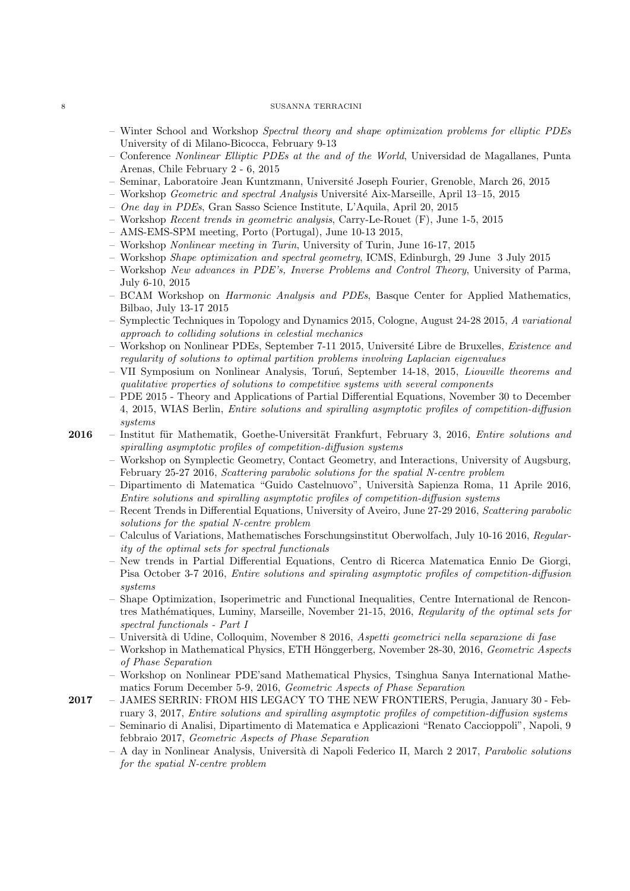– Winter School and Workshop *Spectral theory and shape optimization problems for elliptic PDEs* University of di Milano-Bicocca, February 9-13
– Conference *Nonlinear Elliptic PDEs at the and of the World*, Universidad de Magallanes, Punta Arenas, Chile February 2 - 6, 2015
– Seminar, Laboratoire Jean Kuntzmann, Université Joseph Fourier, Grenoble, March 26, 2015
– Workshop *Geometric and spectral Analysis* Université Aix-Marseille, April 13–15, 2015
– *One day in PDEs*, Gran Sasso Science Institute, L'Aquila, April 20, 2015
– Workshop *Recent trends in geometric analysis*, Carry-Le-Rouet (F), June 1-5, 2015
– AMS-EMS-SPM meeting, Porto (Portugal), June 10-13 2015,
– Workshop *Nonlinear meeting in Turin*, University of Turin, June 16-17, 2015
– Workshop *Shape optimization and spectral geometry*, ICMS, Edinburgh, 29 June 3 July 2015
– Workshop *New advances in PDE's, Inverse Problems and Control Theory*, University of Parma, July 6-10, 2015
– BCAM Workshop on *Harmonic Analysis and PDEs*, Basque Center for Applied Mathematics, Bilbao, July 13-17 2015
– Symplectic Techniques in Topology and Dynamics 2015, Cologne, August 24-28 2015, *A variational approach to colliding solutions in celestial mechanics*
– Workshop on Nonlinear PDEs, September 7-11 2015, Université Libre de Bruxelles, *Existence and regularity of solutions to optimal partition problems involving Laplacian eigenvalues*
– VII Symposium on Nonlinear Analysis, Toruń, September 14-18, 2015, *Liouville theorems and qualitative properties of solutions to competitive systems with several components*
– PDE 2015 - Theory and Applications of Partial Differential Equations, November 30 to December 4, 2015, WIAS Berlin, *Entire solutions and spiralling asymptotic profiles of competition-diffusion systems*

**2016**
– Institut für Mathematik, Goethe-Universität Frankfurt, February 3, 2016, *Entire solutions and spiralling asymptotic profiles of competition-diffusion systems*
– Workshop on Symplectic Geometry, Contact Geometry, and Interactions, University of Augsburg, February 25-27 2016, *Scattering parabolic solutions for the spatial N-centre problem*
– Dipartimento di Matematica "Guido Castelnuovo", Università Sapienza Roma, 11 Aprile 2016, *Entire solutions and spiralling asymptotic profiles of competition-diffusion systems*
– Recent Trends in Differential Equations, University of Aveiro, June 27-29 2016, *Scattering parabolic solutions for the spatial N-centre problem*
– Calculus of Variations, Mathematisches Forschungsinstitut Oberwolfach, July 10-16 2016, *Regularity of the optimal sets for spectral functionals*
– New trends in Partial Differential Equations, Centro di Ricerca Matematica Ennio De Giorgi, Pisa October 3-7 2016, *Entire solutions and spiraling asymptotic profiles of competition-diffusion systems*
– Shape Optimization, Isoperimetric and Functional Inequalities, Centre International de Rencontres Mathématiques, Luminy, Marseille, November 21-15, 2016, *Regularity of the optimal sets for spectral functionals - Part I*
– Università di Udine, Colloquim, November 8 2016, *Aspetti geometrici nella separazione di fase*
– Workshop in Mathematical Physics, ETH Hönggerberg, November 28-30, 2016, *Geometric Aspects of Phase Separation*
– Workshop on Nonlinear PDE'sand Mathematical Physics, Tsinghua Sanya International Mathematics Forum December 5-9, 2016, *Geometric Aspects of Phase Separation*

**2017**
– JAMES SERRIN: FROM HIS LEGACY TO THE NEW FRONTIERS, Perugia, January 30 - February 3, 2017, *Entire solutions and spiralling asymptotic profiles of competition-diffusion systems*
– Seminario di Analisi, Dipartimento di Matematica e Applicazioni "Renato Caccioppoli", Napoli, 9 febbraio 2017, *Geometric Aspects of Phase Separation*
– A day in Nonlinear Analysis, Università di Napoli Federico II, March 2 2017, *Parabolic solutions for the spatial N-centre problem*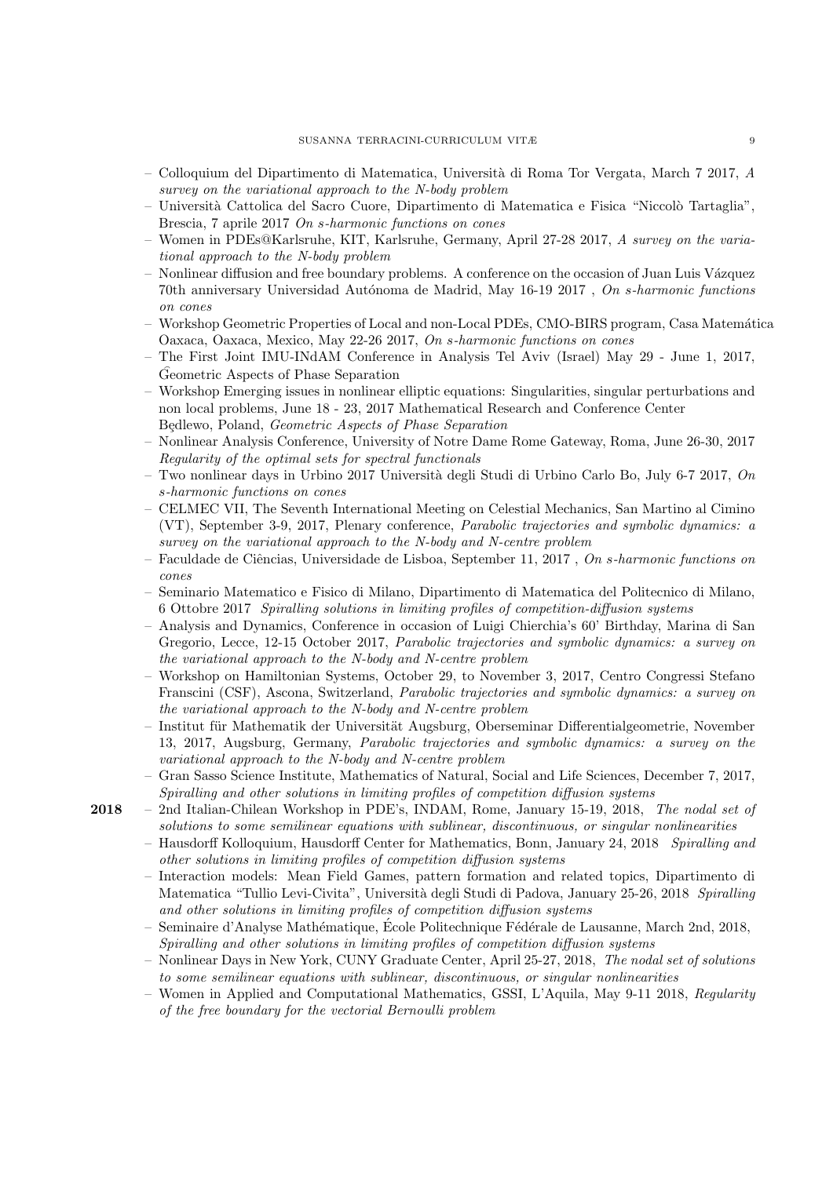- Colloquium del Dipartimento di Matematica, Università di Roma Tor Vergata, March 7 2017, *A survey on the variational approach to the N-body problem*
- Università Cattolica del Sacro Cuore, Dipartimento di Matematica e Fisica "Niccolò Tartaglia", Brescia, 7 aprile 2017 *On s-harmonic functions on cones*
- Women in PDEs@Karlsruhe, KIT, Karlsruhe, Germany, April 27-28 2017, *A survey on the variational approach to the N-body problem*
- Nonlinear diffusion and free boundary problems. A conference on the occasion of Juan Luis Vázquez 70th anniversary Universidad Autónoma de Madrid, May 16-19 2017 , *On s-harmonic functions on cones*
- Workshop Geometric Properties of Local and non-Local PDEs, CMO-BIRS program, Casa Matemática Oaxaca, Oaxaca, Mexico, May 22-26 2017, *On s-harmonic functions on cones*
- The First Joint IMU-INdAM Conference in Analysis Tel Aviv (Israel) May 29 - June 1, 2017, Geometric Aspects of Phase Separation
- Workshop Emerging issues in nonlinear elliptic equations: Singularities, singular perturbations and non local problems, June 18 - 23, 2017 Mathematical Research and Conference Center Będlewo, Poland, *Geometric Aspects of Phase Separation*
- Nonlinear Analysis Conference, University of Notre Dame Rome Gateway, Roma, June 26-30, 2017 *Regularity of the optimal sets for spectral functionals*
- Two nonlinear days in Urbino 2017 Università degli Studi di Urbino Carlo Bo, July 6-7 2017, *On s-harmonic functions on cones*
- CELMEC VII, The Seventh International Meeting on Celestial Mechanics, San Martino al Cimino (VT), September 3-9, 2017, Plenary conference, *Parabolic trajectories and symbolic dynamics: a survey on the variational approach to the N-body and N-centre problem*
- Faculdade de Ciências, Universidade de Lisboa, September 11, 2017 , *On s-harmonic functions on cones*
- Seminario Matematico e Fisico di Milano, Dipartimento di Matematica del Politecnico di Milano, 6 Ottobre 2017 *Spiralling solutions in limiting profiles of competition-diffusion systems*
- Analysis and Dynamics, Conference in occasion of Luigi Chierchia's 60' Birthday, Marina di San Gregorio, Lecce, 12-15 October 2017, *Parabolic trajectories and symbolic dynamics: a survey on the variational approach to the N-body and N-centre problem*
- Workshop on Hamiltonian Systems, October 29, to November 3, 2017, Centro Congressi Stefano Franscini (CSF), Ascona, Switzerland, *Parabolic trajectories and symbolic dynamics: a survey on the variational approach to the N-body and N-centre problem*
- Institut für Mathematik der Universität Augsburg, Oberseminar Differentialgeometrie, November 13, 2017, Augsburg, Germany, *Parabolic trajectories and symbolic dynamics: a survey on the variational approach to the N-body and N-centre problem*
- Gran Sasso Science Institute, Mathematics of Natural, Social and Life Sciences, December 7, 2017, *Spiralling and other solutions in limiting profiles of competition diffusion systems*

**2018**

- 2nd Italian-Chilean Workshop in PDE's, INDAM, Rome, January 15-19, 2018, *The nodal set of solutions to some semilinear equations with sublinear, discontinuous, or singular nonlinearities*
- Hausdorff Kolloquium, Hausdorff Center for Mathematics, Bonn, January 24, 2018 *Spiralling and other solutions in limiting profiles of competition diffusion systems*
- Interaction models: Mean Field Games, pattern formation and related topics, Dipartimento di Matematica "Tullio Levi-Civita", Università degli Studi di Padova, January 25-26, 2018 *Spiralling and other solutions in limiting profiles of competition diffusion systems*
- Seminaire d'Analyse Mathématique, École Politechnique Fédérale de Lausanne, March 2nd, 2018, *Spiralling and other solutions in limiting profiles of competition diffusion systems*
- Nonlinear Days in New York, CUNY Graduate Center, April 25-27, 2018, *The nodal set of solutions to some semilinear equations with sublinear, discontinuous, or singular nonlinearities*
- Women in Applied and Computational Mathematics, GSSI, L'Aquila, May 9-11 2018, *Regularity of the free boundary for the vectorial Bernoulli problem*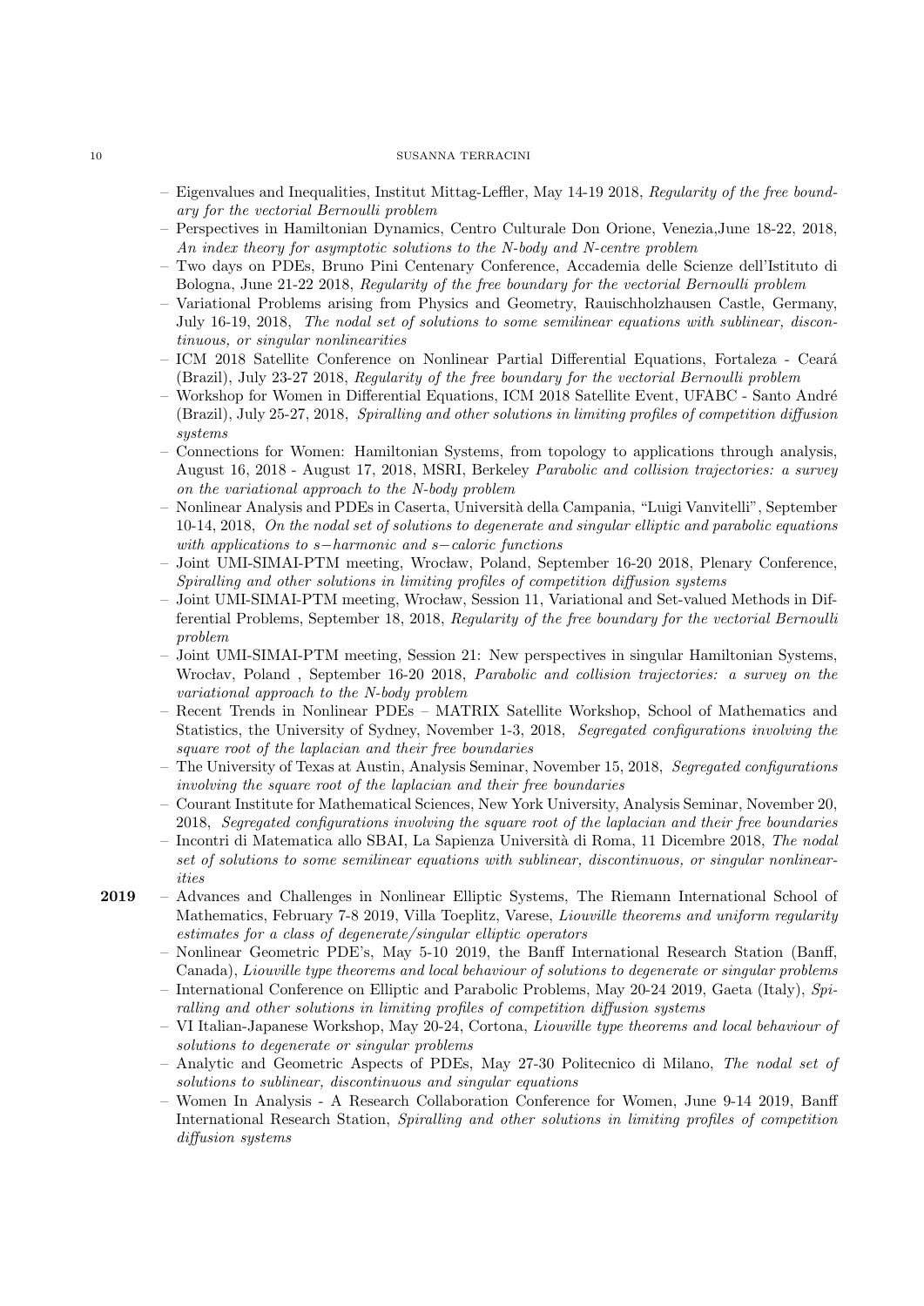- Eigenvalues and Inequalities, Institut Mittag-Leffler, May 14-19 2018, *Regularity of the free boundary for the vectorial Bernoulli problem*
- Perspectives in Hamiltonian Dynamics, Centro Culturale Don Orione, Venezia,June 18-22, 2018, *An index theory for asymptotic solutions to the N-body and N-centre problem*
- Two days on PDEs, Bruno Pini Centenary Conference, Accademia delle Scienze dell'Istituto di Bologna, June 21-22 2018, *Regularity of the free boundary for the vectorial Bernoulli problem*
- Variational Problems arising from Physics and Geometry, Rauischholzhausen Castle, Germany, July 16-19, 2018, *The nodal set of solutions to some semilinear equations with sublinear, discontinuous, or singular nonlinearities*
- ICM 2018 Satellite Conference on Nonlinear Partial Differential Equations, Fortaleza - Ceará (Brazil), July 23-27 2018, *Regularity of the free boundary for the vectorial Bernoulli problem*
- Workshop for Women in Differential Equations, ICM 2018 Satellite Event, UFABC - Santo André (Brazil), July 25-27, 2018, *Spiralling and other solutions in limiting profiles of competition diffusion systems*
- Connections for Women: Hamiltonian Systems, from topology to applications through analysis, August 16, 2018 - August 17, 2018, MSRI, Berkeley *Parabolic and collision trajectories: a survey on the variational approach to the N-body problem*
- Nonlinear Analysis and PDEs in Caserta, Università della Campania, "Luigi Vanvitelli", September 10-14, 2018, *On the nodal set of solutions to degenerate and singular elliptic and parabolic equations with applications to $s-$harmonic and $s-$caloric functions*
- Joint UMI-SIMAI-PTM meeting, Wrocław, Poland, September 16-20 2018, Plenary Conference, *Spiralling and other solutions in limiting profiles of competition diffusion systems*
- Joint UMI-SIMAI-PTM meeting, Wrocław, Session 11, Variational and Set-valued Methods in Differential Problems, September 18, 2018, *Regularity of the free boundary for the vectorial Bernoulli problem*
- Joint UMI-SIMAI-PTM meeting, Session 21: New perspectives in singular Hamiltonian Systems, Wrocłav, Poland , September 16-20 2018, *Parabolic and collision trajectories: a survey on the variational approach to the N-body problem*
- Recent Trends in Nonlinear PDEs – MATRIX Satellite Workshop, School of Mathematics and Statistics, the University of Sydney, November 1-3, 2018, *Segregated configurations involving the square root of the laplacian and their free boundaries*
- The University of Texas at Austin, Analysis Seminar, November 15, 2018, *Segregated configurations involving the square root of the laplacian and their free boundaries*
- Courant Institute for Mathematical Sciences, New York University, Analysis Seminar, November 20, 2018, *Segregated configurations involving the square root of the laplacian and their free boundaries*
- Incontri di Matematica allo SBAI, La Sapienza Università di Roma, 11 Dicembre 2018, *The nodal set of solutions to some semilinear equations with sublinear, discontinuous, or singular nonlinearities*

**2019**

- Advances and Challenges in Nonlinear Elliptic Systems, The Riemann International School of Mathematics, February 7-8 2019, Villa Toeplitz, Varese, *Liouville theorems and uniform regularity estimates for a class of degenerate/singular elliptic operators*
- Nonlinear Geometric PDE's, May 5-10 2019, the Banff International Research Station (Banff, Canada), *Liouville type theorems and local behaviour of solutions to degenerate or singular problems*
- International Conference on Elliptic and Parabolic Problems, May 20-24 2019, Gaeta (Italy), *Spiralling and other solutions in limiting profiles of competition diffusion systems*
- VI Italian-Japanese Workshop, May 20-24, Cortona, *Liouville type theorems and local behaviour of solutions to degenerate or singular problems*
- Analytic and Geometric Aspects of PDEs, May 27-30 Politecnico di Milano, *The nodal set of solutions to sublinear, discontinuous and singular equations*
- Women In Analysis - A Research Collaboration Conference for Women, June 9-14 2019, Banff International Research Station, *Spiralling and other solutions in limiting profiles of competition diffusion systems*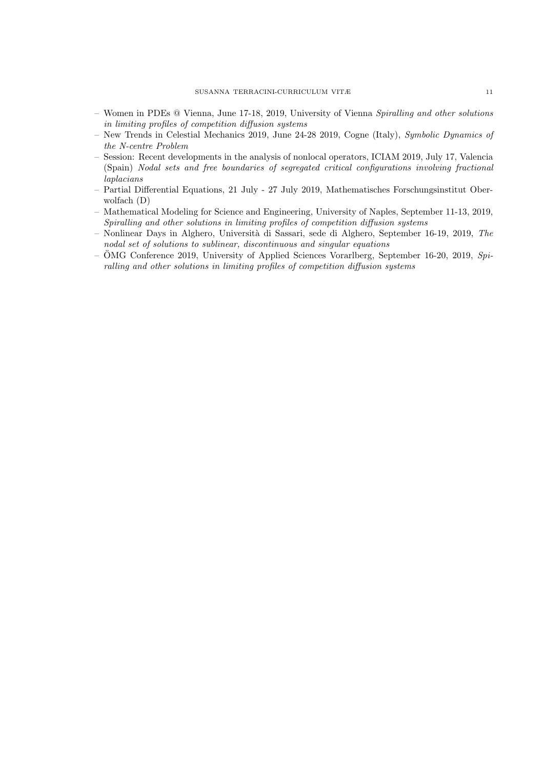- Women in PDEs @ Vienna, June 17-18, 2019, University of Vienna *Spiralling and other solutions in limiting profiles of competition diffusion systems*
- New Trends in Celestial Mechanics 2019, June 24-28 2019, Cogne (Italy), *Symbolic Dynamics of the N-centre Problem*
- Session: Recent developments in the analysis of nonlocal operators, ICIAM 2019, July 17, Valencia (Spain) *Nodal sets and free boundaries of segregated critical configurations involving fractional laplacians*
- Partial Differential Equations, 21 July - 27 July 2019, Mathematisches Forschungsinstitut Oberwolfach (D)
- Mathematical Modeling for Science and Engineering, University of Naples, September 11-13, 2019, *Spiralling and other solutions in limiting profiles of competition diffusion systems*
- Nonlinear Days in Alghero, Università di Sassari, sede di Alghero, September 16-19, 2019, *The nodal set of solutions to sublinear, discontinuous and singular equations*
- ÖMG Conference 2019, University of Applied Sciences Vorarlberg, September 16-20, 2019, *Spiralling and other solutions in limiting profiles of competition diffusion systems*